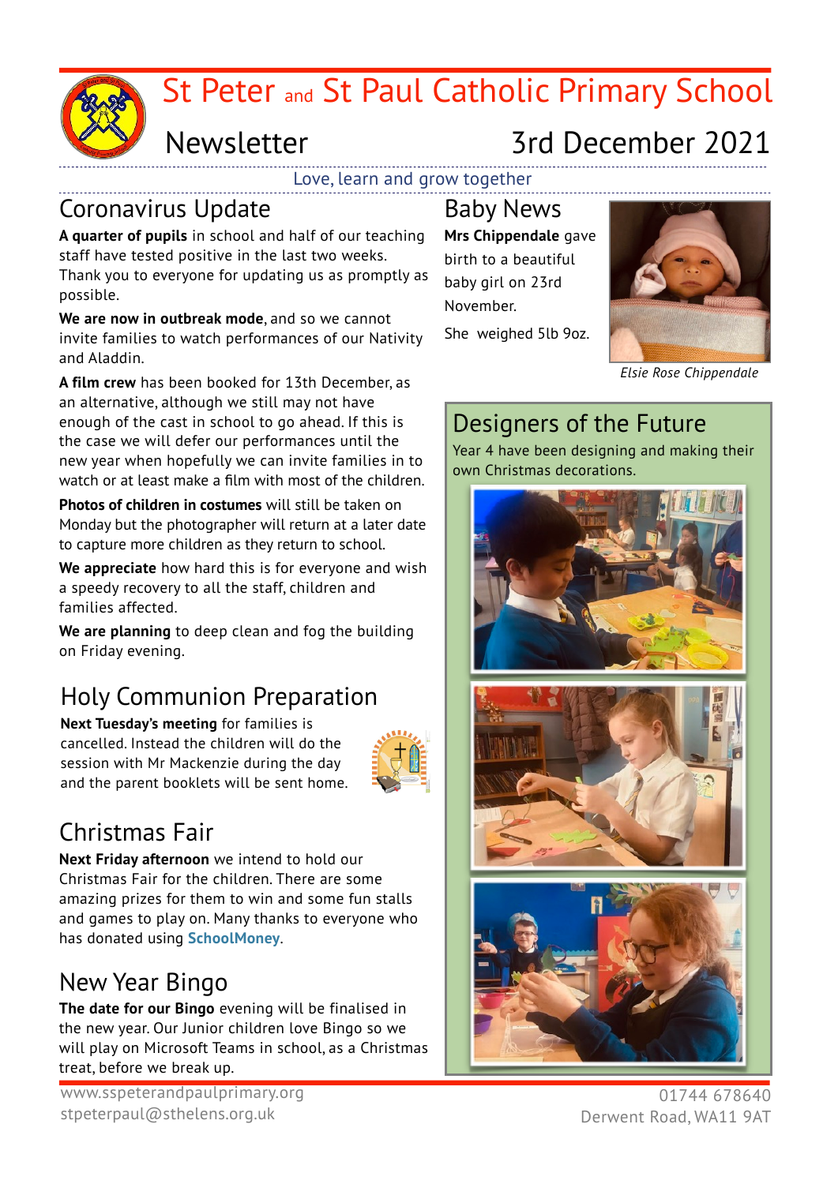# St Peter and St Paul Catholic Primary School

## Newsletter 3rd December 2021

Love, learn and grow together

## Coronavirus Update

**A quarter of pupils** in school and half of our teaching staff have tested positive in the last two weeks. Thank you to everyone for updating us as promptly as possible.

**We are now in outbreak mode**, and so we cannot invite families to watch performances of our Nativity and Aladdin.

**A film crew** has been booked for 13th December, as an alternative, although we still may not have enough of the cast in school to go ahead. If this is the case we will defer our performances until the new year when hopefully we can invite families in to watch or at least make a film with most of the children.

**Photos of children in costumes** will still be taken on Monday but the photographer will return at a later date to capture more children as they return to school.

**We appreciate** how hard this is for everyone and wish a speedy recovery to all the staff, children and families affected.

**We are planning** to deep clean and fog the building on Friday evening.

## Holy Communion Preparation

**Next Tuesday's meeting** for families is cancelled. Instead the children will do the session with Mr Mackenzie during the day and the parent booklets will be sent home.

## Christmas Fair

**Next Friday afternoon** we intend to hold our Christmas Fair for the children. There are some amazing prizes for them to win and some fun stalls and games to play on. Many thanks to everyone who has donated using **SchoolMoney**.

## New Year Bingo

**The date for our Bingo** evening will be finalised in the new year. Our Junior children love Bingo so we will play on Microsoft Teams in school, as a Christmas treat, before we break up.

## Baby News

**Mrs Chippendale** gave birth to a beautiful baby girl on 23rd November.

She weighed 5lb 9oz.

*Elsie Rose Chippendale*

## Designers of the Future

Year 4 have been designing and making their own Christmas decorations.

www.sspeterandpaulprimary.org
stpeterpaul@sthelens.org.uk

01744 678640
Derwent Road, WA11 9AT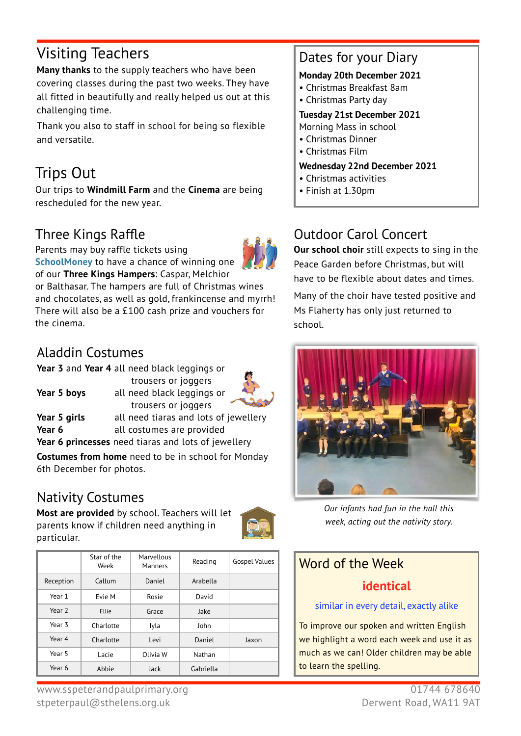## Visiting Teachers

**Many thanks** to the supply teachers who have been covering classes during the past two weeks. They have all fitted in beautifully and really helped us out at this challenging time.

Thank you also to staff in school for being so flexible and versatile.

## Trips Out

Our trips to **Windmill Farm** and the **Cinema** are being rescheduled for the new year.

## Three Kings Raffle

Parents may buy raffle tickets using **SchoolMoney** to have a chance of winning one of our **Three Kings Hampers**: Caspar, Melchior or Balthasar. The hampers are full of Christmas wines and chocolates, as well as gold, frankincense and myrrh! There will also be a £100 cash prize and vouchers for the cinema.

## Aladdin Costumes

**Year 3** and **Year 4** all need black leggings or trousers or joggers
**Year 5 boys** all need black leggings or trousers or joggers
**Year 5 girls** all need tiaras and lots of jewellery
**Year 6** all costumes are provided
**Year 6 princesses** need tiaras and lots of jewellery

**Costumes from home** need to be in school for Monday 6th December for photos.

## Nativity Costumes

**Most are provided** by school. Teachers will let parents know if children need anything in particular.

| | Star of the Week | Marvellous Manners | Reading | Gospel Values |
|---|---|---|---|---|
| Reception | Callum | Daniel | Arabella | |
| Year 1 | Evie M | Rosie | David | |
| Year 2 | Ellie | Grace | Jake | |
| Year 3 | Charlotte | Iyla | John | |
| Year 4 | Charlotte | Levi | Daniel | Jaxon |
| Year 5 | Lacie | Olivia W | Nathan | |
| Year 6 | Abbie | Jack | Gabriella | |

## Dates for your Diary

**Monday 20th December 2021**
- Christmas Breakfast 8am
- Christmas Party day

**Tuesday 21st December 2021**
Morning Mass in school
- Christmas Dinner
- Christmas Film

**Wednesday 22nd December 2021**
- Christmas activities
- Finish at 1.30pm

## Outdoor Carol Concert

**Our school choir** still expects to sing in the Peace Garden before Christmas, but will have to be flexible about dates and times.

Many of the choir have tested positive and Ms Flaherty has only just returned to school.

*Our infants had fun in the hall this week, acting out the nativity story.*

## Word of the Week

**identical**

similar in every detail, exactly alike

To improve our spoken and written English we highlight a word each week and use it as much as we can! Older children may be able to learn the spelling.

www.sspeterandpaulprimary.org
stpeterpaul@sthelens.org.uk
01744 678640
Derwent Road, WA11 9AT